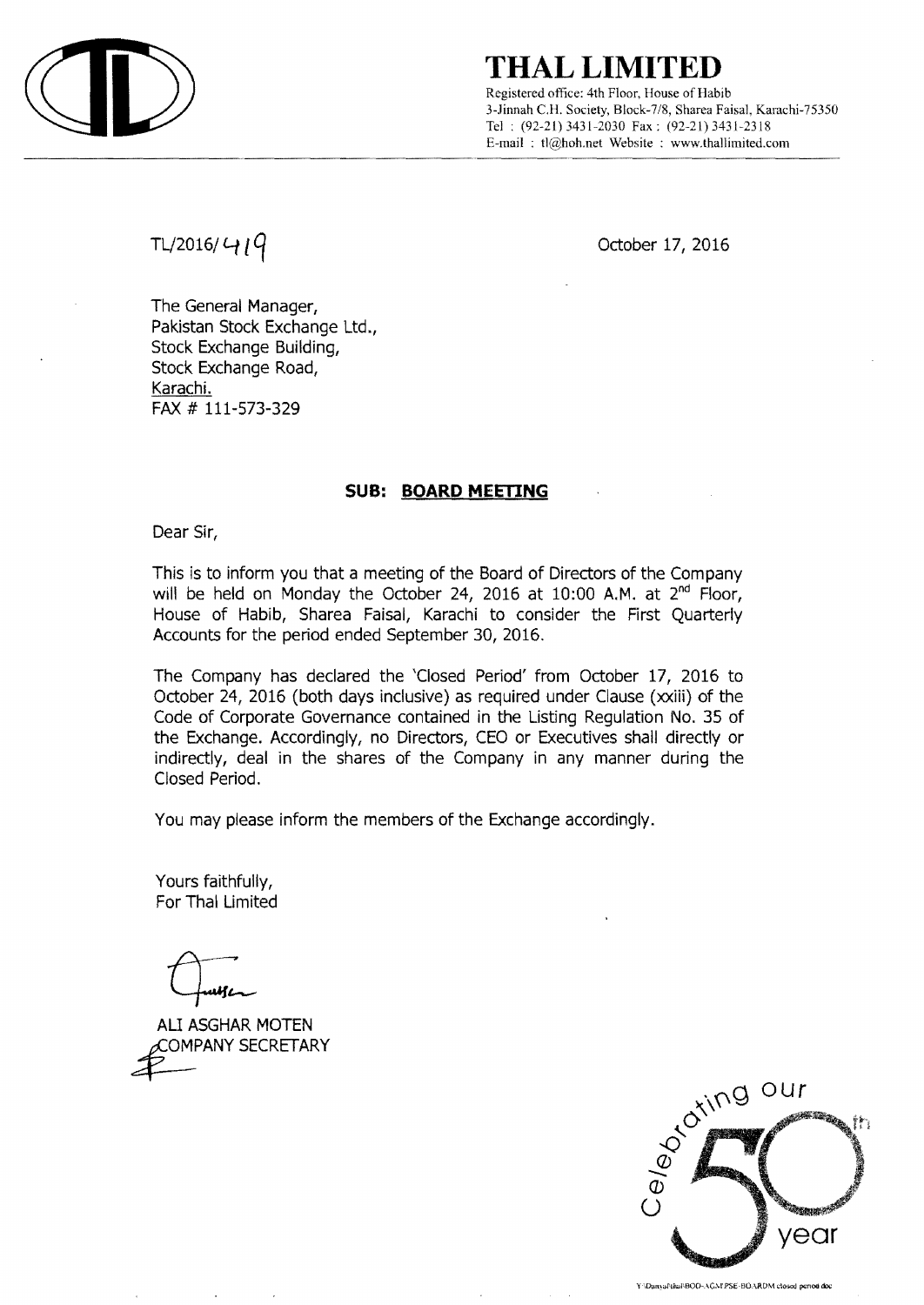# THAL LIMITED

Registered office: 4th Floor, House of Habib
3-Jinnah C.H. Society, Block-7/8, Sharea Faisal, Karachi-75350
Tel : (92-21) 3431-2030 Fax : (92-21) 3431-2318
E-mail : tl@hoh.net Website : www.thallimited.com

TL/2016/419

October 17, 2016

The General Manager,
Pakistan Stock Exchange Ltd.,
Stock Exchange Building,
Stock Exchange Road,
Karachi.
FAX # 111-573-329

**SUB: BOARD MEETING**

Dear Sir,

This is to inform you that a meeting of the Board of Directors of the Company will be held on Monday the October 24, 2016 at 10:00 A.M. at 2nd Floor, House of Habib, Sharea Faisal, Karachi to consider the First Quarterly Accounts for the period ended September 30, 2016.

The Company has declared the 'Closed Period' from October 17, 2016 to October 24, 2016 (both days inclusive) as required under Clause (xxiii) of the Code of Corporate Governance contained in the Listing Regulation No. 35 of the Exchange. Accordingly, no Directors, CEO or Executives shall directly or indirectly, deal in the shares of the Company in any manner during the Closed Period.

You may please inform the members of the Exchange accordingly.

Yours faithfully,
For Thal Limited

ALI ASGHAR MOTEN
COMPANY SECRETARY

Celebrating our 50th year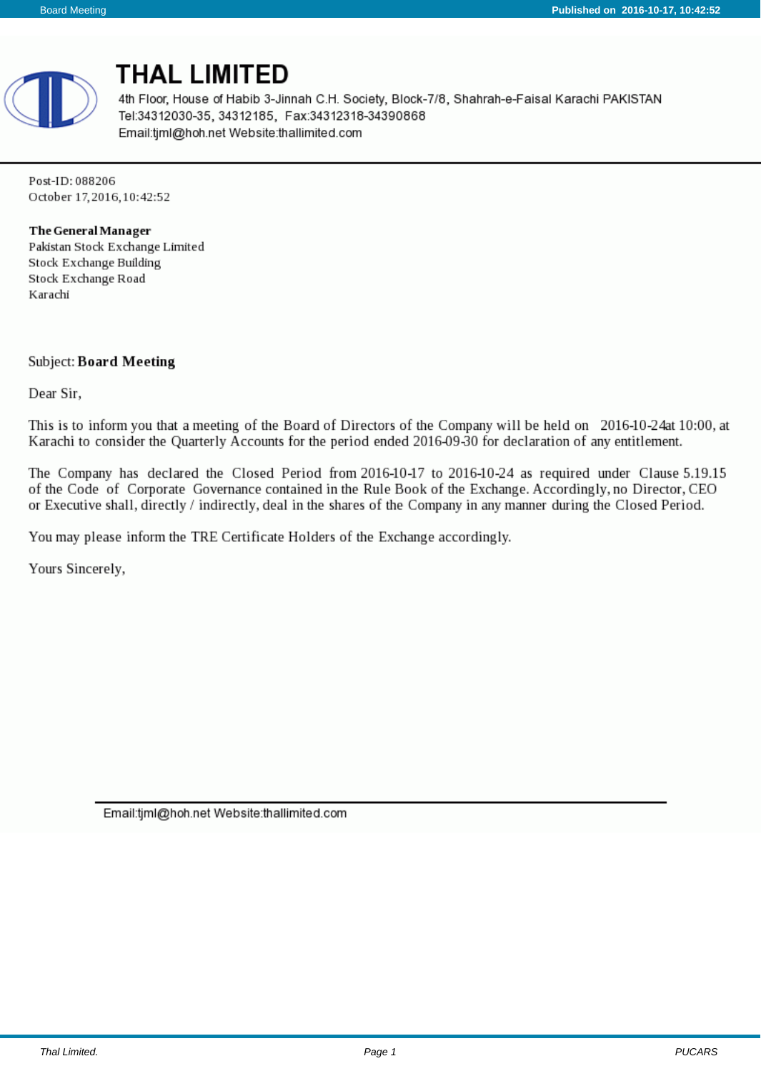# THAL LIMITED

4th Floor, House of Habib 3-Jinnah C.H. Society, Block-7/8, Shahrah-e-Faisal Karachi PAKISTAN
Tel:34312030-35, 34312185, Fax:34312318-34390868
Email:tjml@hoh.net Website:thallimited.com

Post-ID: 088206
October 17,2016,10:42:52

**The General Manager**
Pakistan Stock Exchange Limited
Stock Exchange Building
Stock Exchange Road
Karachi

Subject: **Board Meeting**

Dear Sir,

This is to inform you that a meeting of the Board of Directors of the Company will be held on 2016-10-24at 10:00, at Karachi to consider the Quarterly Accounts for the period ended 2016-09-30 for declaration of any entitlement.

The Company has declared the Closed Period from 2016-10-17 to 2016-10-24 as required under Clause 5.19.15 of the Code of Corporate Governance contained in the Rule Book of the Exchange. Accordingly, no Director, CEO or Executive shall, directly / indirectly, deal in the shares of the Company in any manner during the Closed Period.

You may please inform the TRE Certificate Holders of the Exchange accordingly.

Yours Sincerely,

Email:tjml@hoh.net Website:thallimited.com